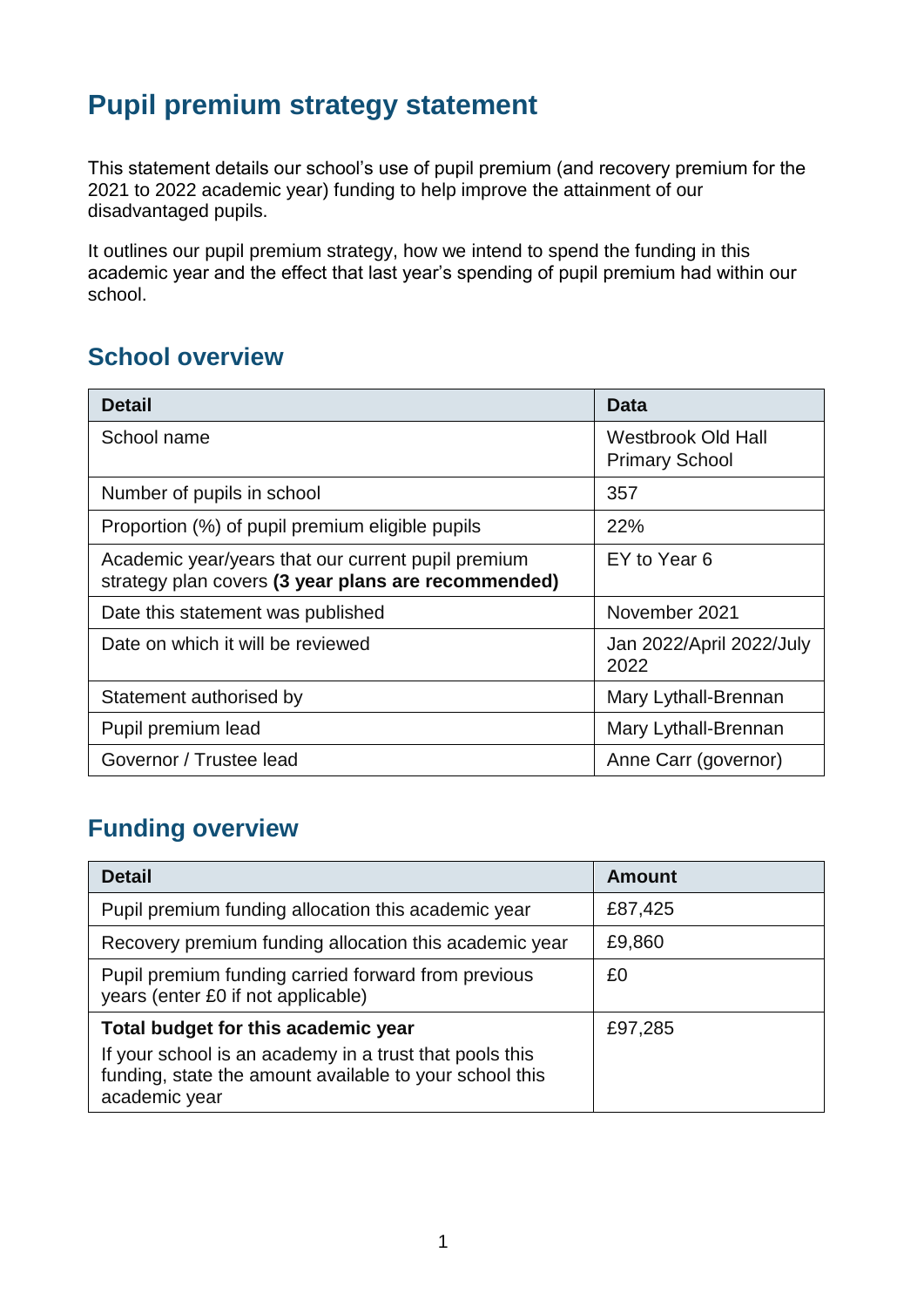# Pupil premium strategy statement

This statement details our school's use of pupil premium (and recovery premium for the 2021 to 2022 academic year) funding to help improve the attainment of our disadvantaged pupils.

It outlines our pupil premium strategy, how we intend to spend the funding in this academic year and the effect that last year's spending of pupil premium had within our school.

## School overview

| Detail | Data |
|---|---|
| School name | Westbrook Old Hall Primary School |
| Number of pupils in school | 357 |
| Proportion (%) of pupil premium eligible pupils | 22% |
| Academic year/years that our current pupil premium strategy plan covers **(3 year plans are recommended)** | EY to Year 6 |
| Date this statement was published | November 2021 |
| Date on which it will be reviewed | Jan 2022/April 2022/July 2022 |
| Statement authorised by | Mary Lythall-Brennan |
| Pupil premium lead | Mary Lythall-Brennan |
| Governor / Trustee lead | Anne Carr (governor) |

## Funding overview

| Detail | Amount |
|---|---|
| Pupil premium funding allocation this academic year | £87,425 |
| Recovery premium funding allocation this academic year | £9,860 |
| Pupil premium funding carried forward from previous years (enter £0 if not applicable) | £0 |
| **Total budget for this academic year** If your school is an academy in a trust that pools this funding, state the amount available to your school this academic year | £97,285 |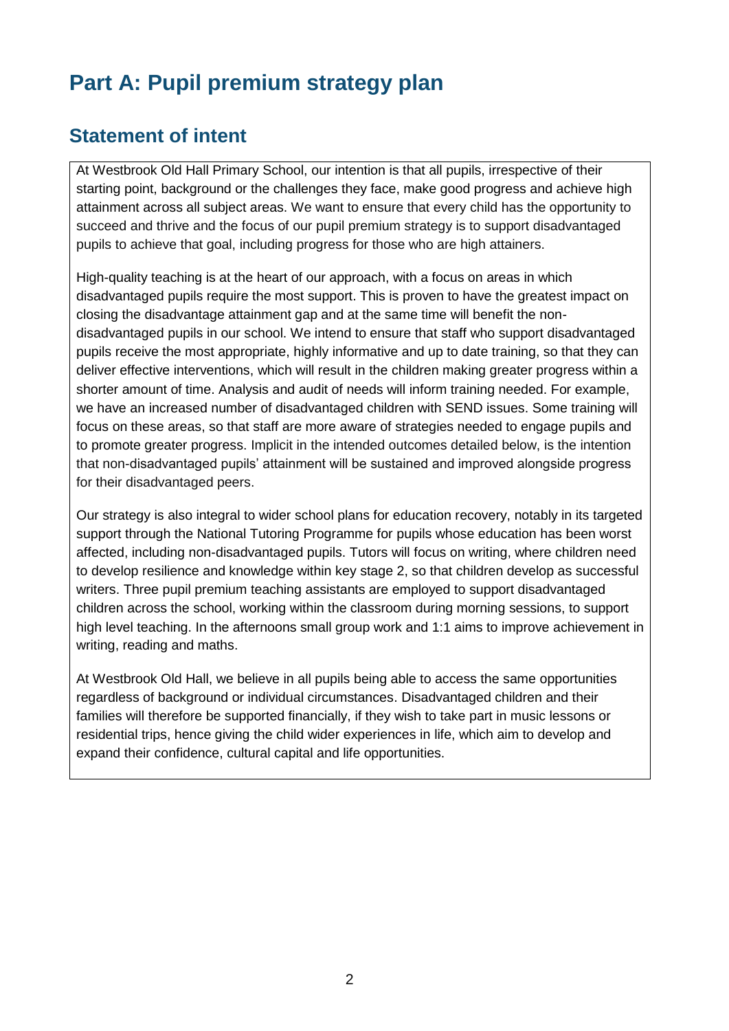# Part A: Pupil premium strategy plan

## Statement of intent

At Westbrook Old Hall Primary School, our intention is that all pupils, irrespective of their starting point, background or the challenges they face, make good progress and achieve high attainment across all subject areas. We want to ensure that every child has the opportunity to succeed and thrive and the focus of our pupil premium strategy is to support disadvantaged pupils to achieve that goal, including progress for those who are high attainers.

High-quality teaching is at the heart of our approach, with a focus on areas in which disadvantaged pupils require the most support. This is proven to have the greatest impact on closing the disadvantage attainment gap and at the same time will benefit the non-disadvantaged pupils in our school. We intend to ensure that staff who support disadvantaged pupils receive the most appropriate, highly informative and up to date training, so that they can deliver effective interventions, which will result in the children making greater progress within a shorter amount of time. Analysis and audit of needs will inform training needed. For example, we have an increased number of disadvantaged children with SEND issues. Some training will focus on these areas, so that staff are more aware of strategies needed to engage pupils and to promote greater progress. Implicit in the intended outcomes detailed below, is the intention that non-disadvantaged pupils' attainment will be sustained and improved alongside progress for their disadvantaged peers.

Our strategy is also integral to wider school plans for education recovery, notably in its targeted support through the National Tutoring Programme for pupils whose education has been worst affected, including non-disadvantaged pupils. Tutors will focus on writing, where children need to develop resilience and knowledge within key stage 2, so that children develop as successful writers. Three pupil premium teaching assistants are employed to support disadvantaged children across the school, working within the classroom during morning sessions, to support high level teaching. In the afternoons small group work and 1:1 aims to improve achievement in writing, reading and maths.

At Westbrook Old Hall, we believe in all pupils being able to access the same opportunities regardless of background or individual circumstances. Disadvantaged children and their families will therefore be supported financially, if they wish to take part in music lessons or residential trips, hence giving the child wider experiences in life, which aim to develop and expand their confidence, cultural capital and life opportunities.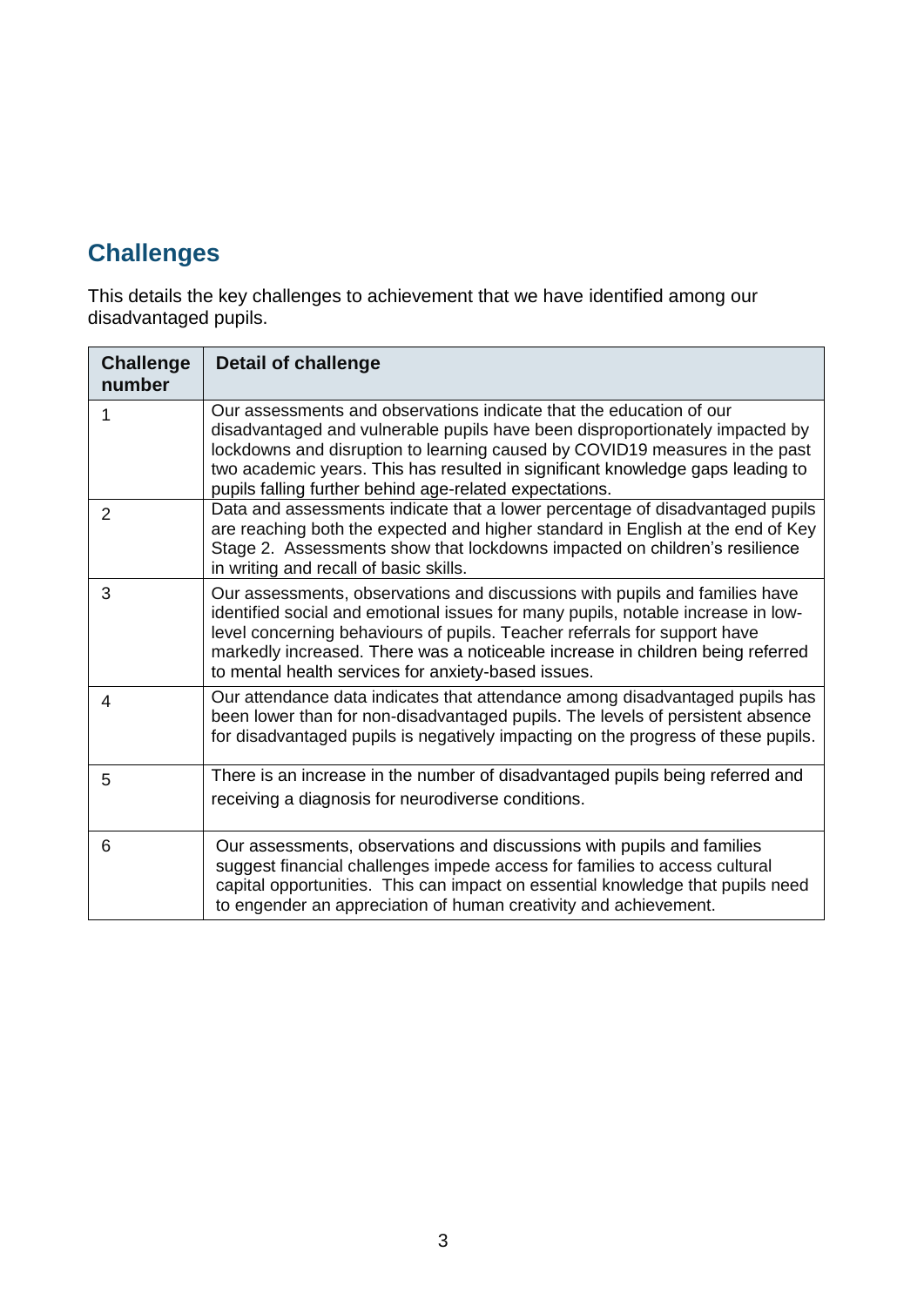## Challenges

This details the key challenges to achievement that we have identified among our disadvantaged pupils.

| Challenge number | Detail of challenge |
| --- | --- |
| 1 | Our assessments and observations indicate that the education of our disadvantaged and vulnerable pupils have been disproportionately impacted by lockdowns and disruption to learning caused by COVID19 measures in the past two academic years. This has resulted in significant knowledge gaps leading to pupils falling further behind age-related expectations. |
| 2 | Data and assessments indicate that a lower percentage of disadvantaged pupils are reaching both the expected and higher standard in English at the end of Key Stage 2. Assessments show that lockdowns impacted on children's resilience in writing and recall of basic skills. |
| 3 | Our assessments, observations and discussions with pupils and families have identified social and emotional issues for many pupils, notable increase in low-level concerning behaviours of pupils. Teacher referrals for support have markedly increased. There was a noticeable increase in children being referred to mental health services for anxiety-based issues. |
| 4 | Our attendance data indicates that attendance among disadvantaged pupils has been lower than for non-disadvantaged pupils. The levels of persistent absence for disadvantaged pupils is negatively impacting on the progress of these pupils. |
| 5 | There is an increase in the number of disadvantaged pupils being referred and receiving a diagnosis for neurodiverse conditions. |
| 6 | Our assessments, observations and discussions with pupils and families suggest financial challenges impede access for families to access cultural capital opportunities. This can impact on essential knowledge that pupils need to engender an appreciation of human creativity and achievement. |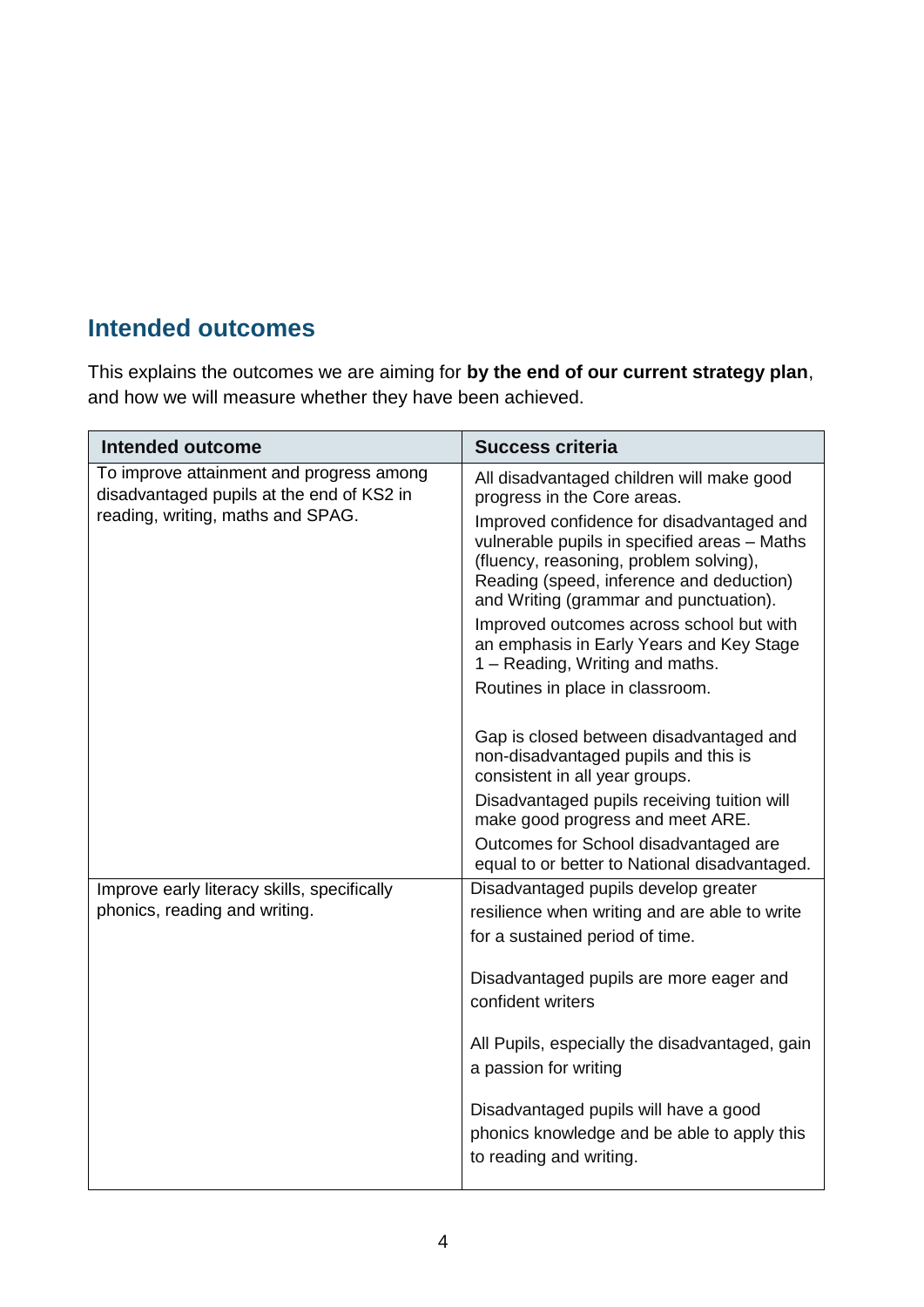## Intended outcomes

This explains the outcomes we are aiming for **by the end of our current strategy plan**, and how we will measure whether they have been achieved.

| Intended outcome | Success criteria |
| --- | --- |
| To improve attainment and progress among disadvantaged pupils at the end of KS2 in reading, writing, maths and SPAG. | All disadvantaged children will make good progress in the Core areas.<br>Improved confidence for disadvantaged and vulnerable pupils in specified areas – Maths (fluency, reasoning, problem solving), Reading (speed, inference and deduction) and Writing (grammar and punctuation).<br>Improved outcomes across school but with an emphasis in Early Years and Key Stage 1 – Reading, Writing and maths.<br>Routines in place in classroom.<br><br>Gap is closed between disadvantaged and non-disadvantaged pupils and this is consistent in all year groups.<br>Disadvantaged pupils receiving tuition will make good progress and meet ARE.<br>Outcomes for School disadvantaged are equal to or better to National disadvantaged. |
| Improve early literacy skills, specifically phonics, reading and writing. | Disadvantaged pupils develop greater resilience when writing and are able to write for a sustained period of time.<br><br>Disadvantaged pupils are more eager and confident writers<br><br>All Pupils, especially the disadvantaged, gain a passion for writing<br><br>Disadvantaged pupils will have a good phonics knowledge and be able to apply this to reading and writing. |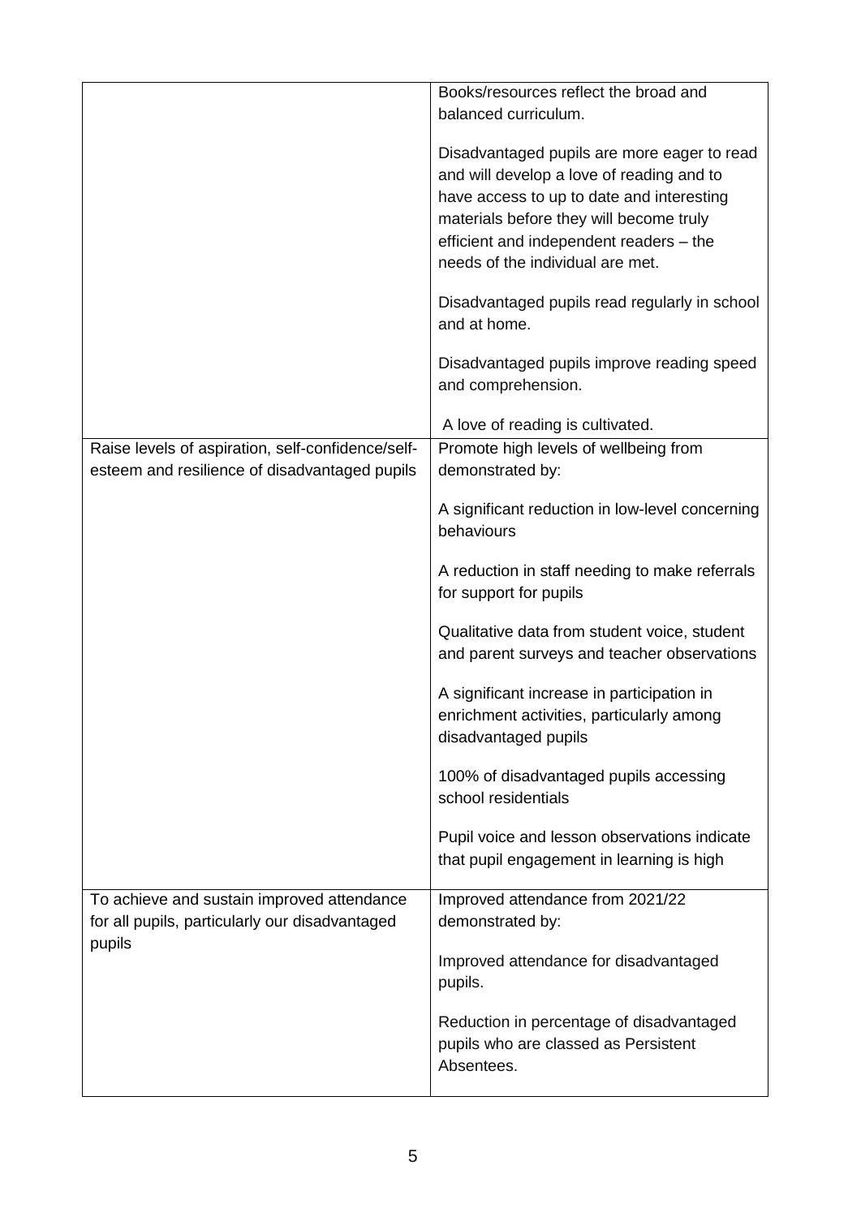| | |
|---|---|
| | Books/resources reflect the broad and balanced curriculum.<br><br>Disadvantaged pupils are more eager to read and will develop a love of reading and to have access to up to date and interesting materials before they will become truly efficient and independent readers – the needs of the individual are met.<br><br>Disadvantaged pupils read regularly in school and at home.<br><br>Disadvantaged pupils improve reading speed and comprehension.<br><br>A love of reading is cultivated. |
| Raise levels of aspiration, self-confidence/self-esteem and resilience of disadvantaged pupils | Promote high levels of wellbeing from demonstrated by:<br><br>A significant reduction in low-level concerning behaviours<br><br>A reduction in staff needing to make referrals for support for pupils<br><br>Qualitative data from student voice, student and parent surveys and teacher observations<br><br>A significant increase in participation in enrichment activities, particularly among disadvantaged pupils<br><br>100% of disadvantaged pupils accessing school residentials<br><br>Pupil voice and lesson observations indicate that pupil engagement in learning is high |
| To achieve and sustain improved attendance for all pupils, particularly our disadvantaged pupils | Improved attendance from 2021/22 demonstrated by:<br><br>Improved attendance for disadvantaged pupils.<br><br>Reduction in percentage of disadvantaged pupils who are classed as Persistent Absentees. |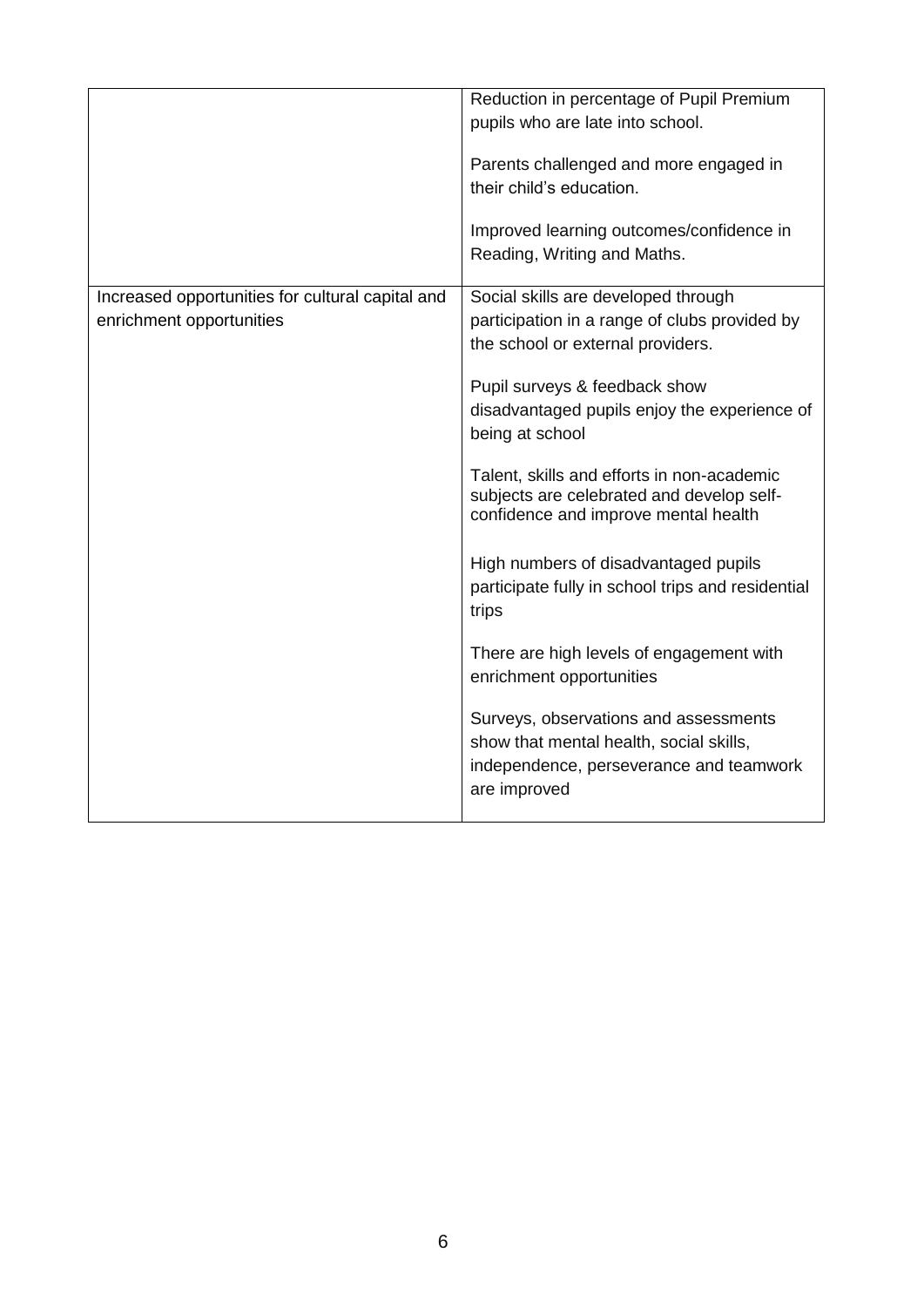| | |
|---|---|
| | Reduction in percentage of Pupil Premium pupils who are late into school.<br><br>Parents challenged and more engaged in their child's education.<br><br>Improved learning outcomes/confidence in Reading, Writing and Maths. |
| Increased opportunities for cultural capital and enrichment opportunities | Social skills are developed through participation in a range of clubs provided by the school or external providers.<br><br>Pupil surveys & feedback show disadvantaged pupils enjoy the experience of being at school<br><br>Talent, skills and efforts in non-academic subjects are celebrated and develop self-confidence and improve mental health<br><br>High numbers of disadvantaged pupils participate fully in school trips and residential trips<br><br>There are high levels of engagement with enrichment opportunities<br><br>Surveys, observations and assessments show that mental health, social skills, independence, perseverance and teamwork are improved |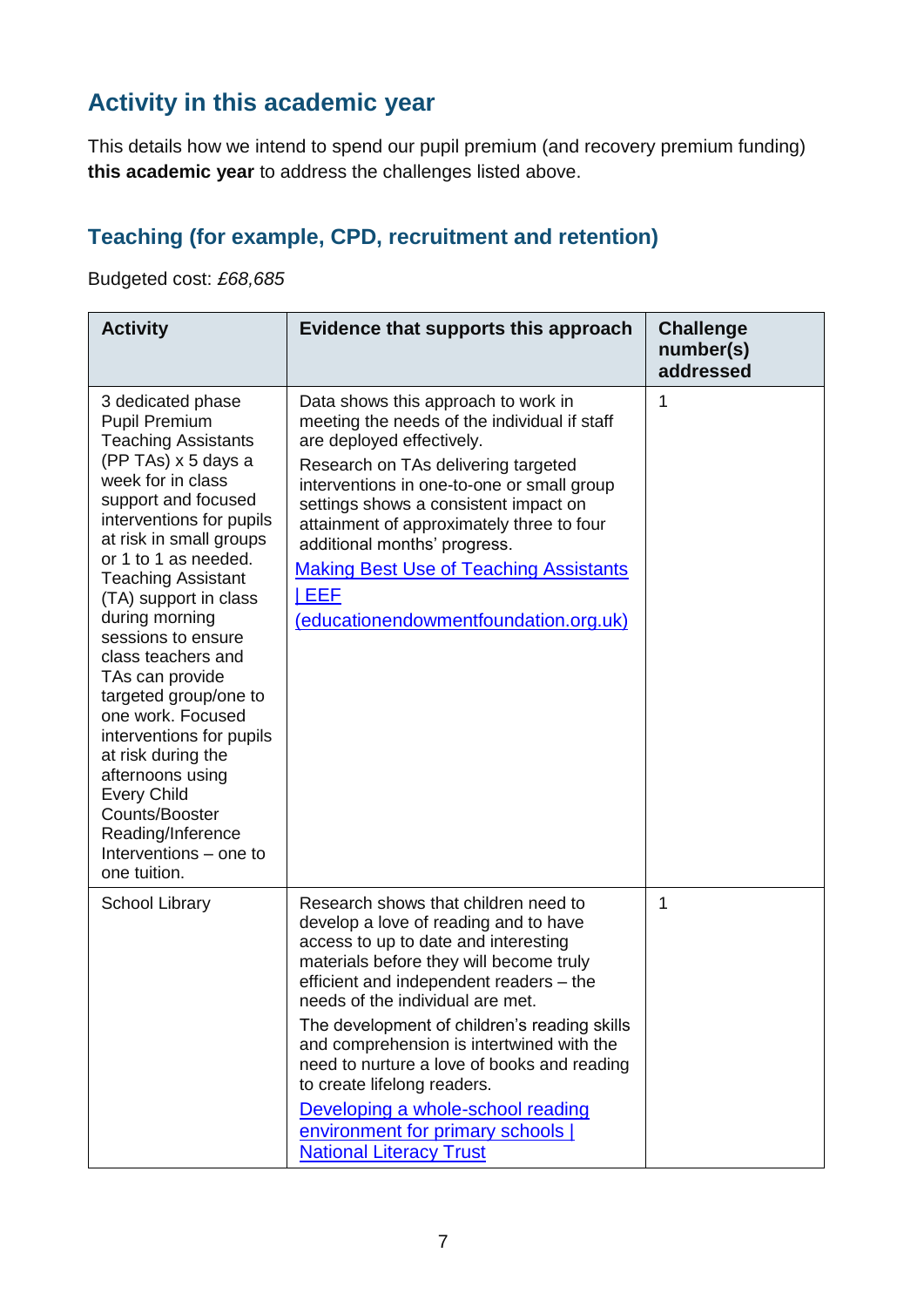## Activity in this academic year

This details how we intend to spend our pupil premium (and recovery premium funding) **this academic year** to address the challenges listed above.

### Teaching (for example, CPD, recruitment and retention)

Budgeted cost: *£68,685*

| Activity | Evidence that supports this approach | Challenge number(s) addressed |
|---|---|---|
| 3 dedicated phase Pupil Premium Teaching Assistants (PP TAs) x 5 days a week for in class support and focused interventions for pupils at risk in small groups or 1 to 1 as needed. Teaching Assistant (TA) support in class during morning sessions to ensure class teachers and TAs can provide targeted group/one to one work. Focused interventions for pupils at risk during the afternoons using Every Child Counts/Booster Reading/Inference Interventions – one to one tuition. | Data shows this approach to work in meeting the needs of the individual if staff are deployed effectively.<br>Research on TAs delivering targeted interventions in one-to-one or small group settings shows a consistent impact on attainment of approximately three to four additional months' progress.<br>Making Best Use of Teaching Assistants \| EEF (educationendowmentfoundation.org.uk) | 1 |
| School Library | Research shows that children need to develop a love of reading and to have access to up to date and interesting materials before they will become truly efficient and independent readers – the needs of the individual are met.<br>The development of children's reading skills and comprehension is intertwined with the need to nurture a love of books and reading to create lifelong readers.<br>Developing a whole-school reading environment for primary schools \| National Literacy Trust | 1 |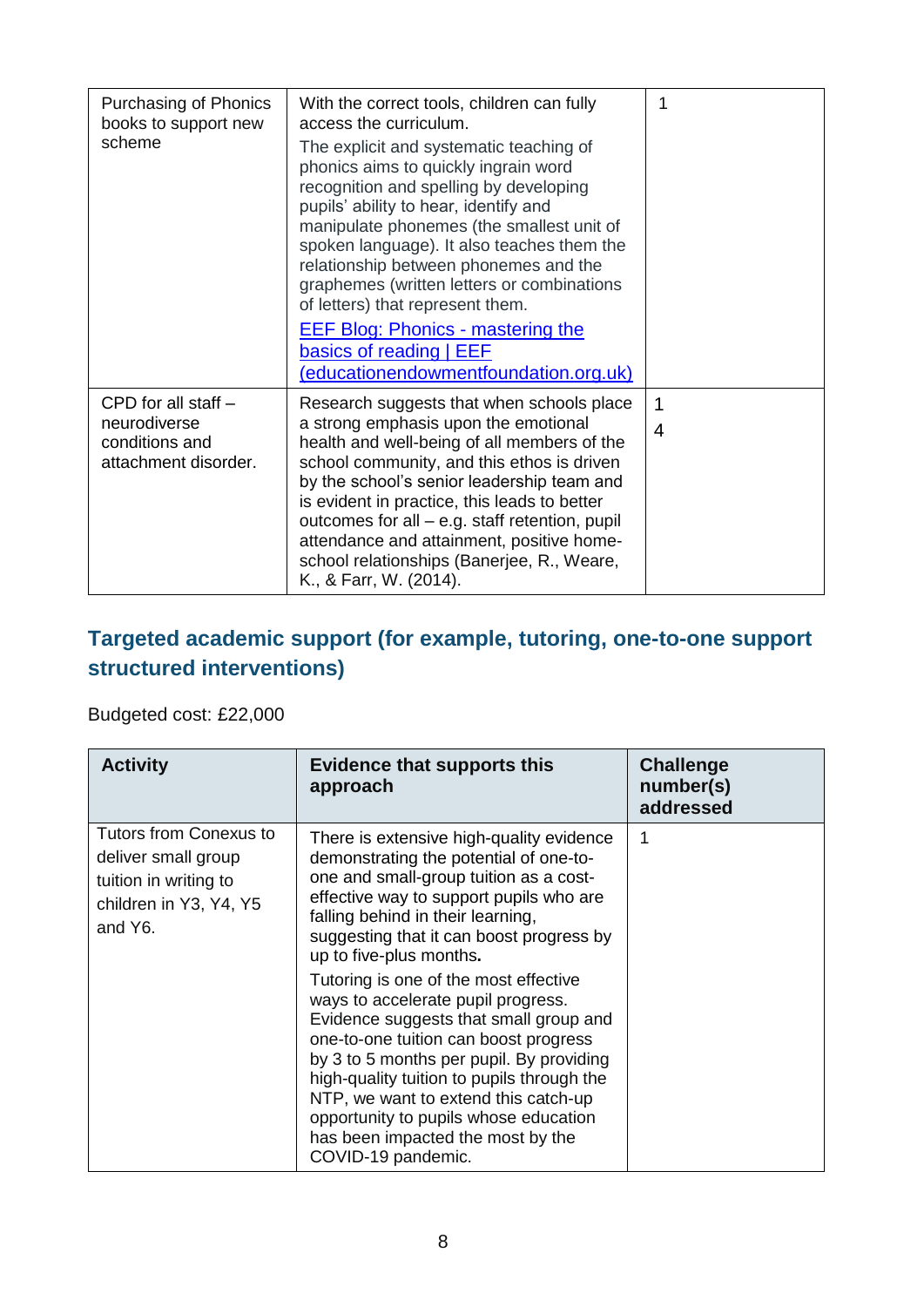| | | |
|---|---|---|
| Purchasing of Phonics books to support new scheme | With the correct tools, children can fully access the curriculum.<br>The explicit and systematic teaching of phonics aims to quickly ingrain word recognition and spelling by developing pupils' ability to hear, identify and manipulate phonemes (the smallest unit of spoken language). It also teaches them the relationship between phonemes and the graphemes (written letters or combinations of letters) that represent them.<br>[EEF Blog: Phonics - mastering the basics of reading \| EEF (educationendowmentfoundation.org.uk)](educationendowmentfoundation.org.uk) | 1 |
| CPD for all staff – neurodiverse conditions and attachment disorder. | Research suggests that when schools place a strong emphasis upon the emotional health and well-being of all members of the school community, and this ethos is driven by the school's senior leadership team and is evident in practice, this leads to better outcomes for all – e.g. staff retention, pupil attendance and attainment, positive home-school relationships (Banerjee, R., Weare, K., & Farr, W. (2014). | 1<br>4 |

## Targeted academic support (for example, tutoring, one-to-one support structured interventions)

Budgeted cost: £22,000

| Activity | Evidence that supports this approach | Challenge number(s) addressed |
|---|---|---|
| Tutors from Conexus to deliver small group tuition in writing to children in Y3, Y4, Y5 and Y6. | There is extensive high-quality evidence demonstrating the potential of one-to-one and small-group tuition as a cost-effective way to support pupils who are falling behind in their learning, suggesting that it can boost progress by up to five-plus months.<br>Tutoring is one of the most effective ways to accelerate pupil progress. Evidence suggests that small group and one-to-one tuition can boost progress by 3 to 5 months per pupil. By providing high-quality tuition to pupils through the NTP, we want to extend this catch-up opportunity to pupils whose education has been impacted the most by the COVID-19 pandemic. | 1 |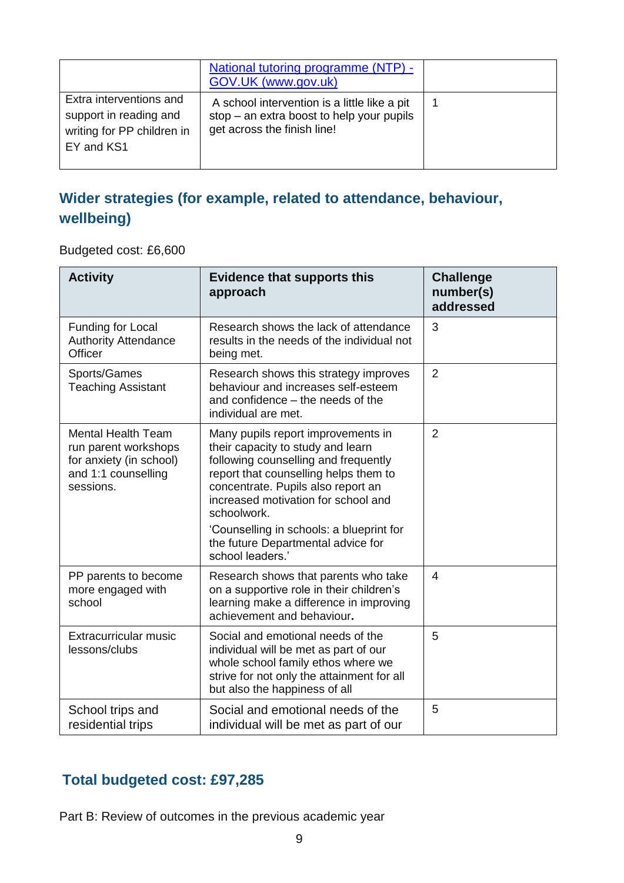| | [National tutoring programme (NTP) - GOV.UK (www.gov.uk)](https://www.gov.uk) | |
|---|---|---|
| Extra interventions and support in reading and writing for PP children in EY and KS1 | A school intervention is a little like a pit stop – an extra boost to help your pupils get across the finish line! | 1 |

## Wider strategies (for example, related to attendance, behaviour, wellbeing)

Budgeted cost: £6,600

| Activity | Evidence that supports this approach | Challenge number(s) addressed |
|---|---|---|
| Funding for Local Authority Attendance Officer | Research shows the lack of attendance results in the needs of the individual not being met. | 3 |
| Sports/Games Teaching Assistant | Research shows this strategy improves behaviour and increases self-esteem and confidence – the needs of the individual are met. | 2 |
| Mental Health Team run parent workshops for anxiety (in school) and 1:1 counselling sessions. | Many pupils report improvements in their capacity to study and learn following counselling and frequently report that counselling helps them to concentrate. Pupils also report an increased motivation for school and schoolwork. 'Counselling in schools: a blueprint for the future Departmental advice for school leaders.' | 2 |
| PP parents to become more engaged with school | Research shows that parents who take on a supportive role in their children's learning make a difference in improving achievement and behaviour. | 4 |
| Extracurricular music lessons/clubs | Social and emotional needs of the individual will be met as part of our whole school family ethos where we strive for not only the attainment for all but also the happiness of all | 5 |
| School trips and residential trips | Social and emotional needs of the individual will be met as part of our | 5 |

## Total budgeted cost: £97,285

Part B: Review of outcomes in the previous academic year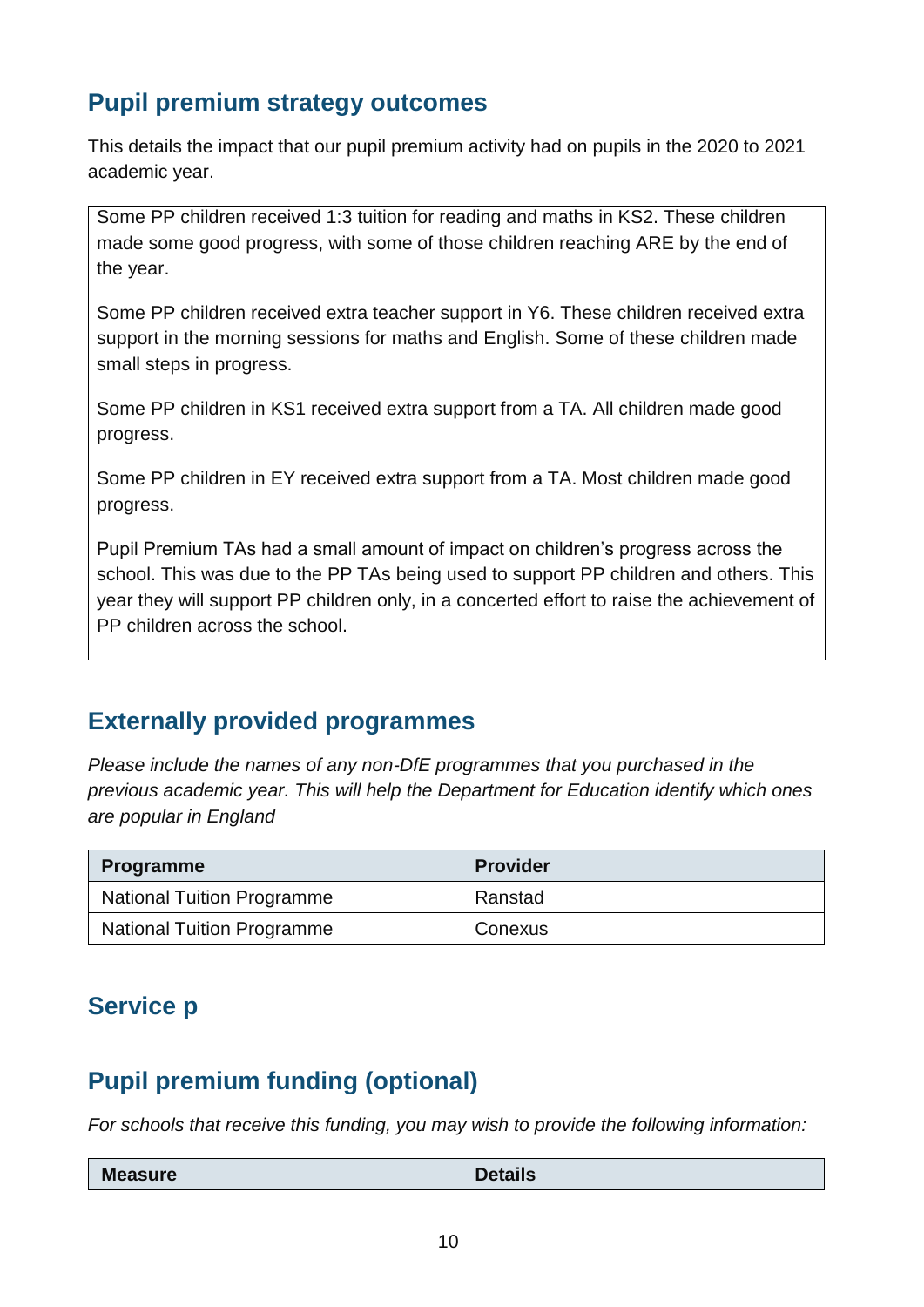## Pupil premium strategy outcomes

This details the impact that our pupil premium activity had on pupils in the 2020 to 2021 academic year.

Some PP children received 1:3 tuition for reading and maths in KS2. These children made some good progress, with some of those children reaching ARE by the end of the year.

Some PP children received extra teacher support in Y6. These children received extra support in the morning sessions for maths and English. Some of these children made small steps in progress.

Some PP children in KS1 received extra support from a TA. All children made good progress.

Some PP children in EY received extra support from a TA. Most children made good progress.

Pupil Premium TAs had a small amount of impact on children's progress across the school. This was due to the PP TAs being used to support PP children and others. This year they will support PP children only, in a concerted effort to raise the achievement of PP children across the school.

## Externally provided programmes

*Please include the names of any non-DfE programmes that you purchased in the previous academic year. This will help the Department for Education identify which ones are popular in England*

| Programme | Provider |
| --- | --- |
| National Tuition Programme | Ranstad |
| National Tuition Programme | Conexus |

## Service p

## Pupil premium funding (optional)

*For schools that receive this funding, you may wish to provide the following information:*

| Measure | Details |
| --- | --- |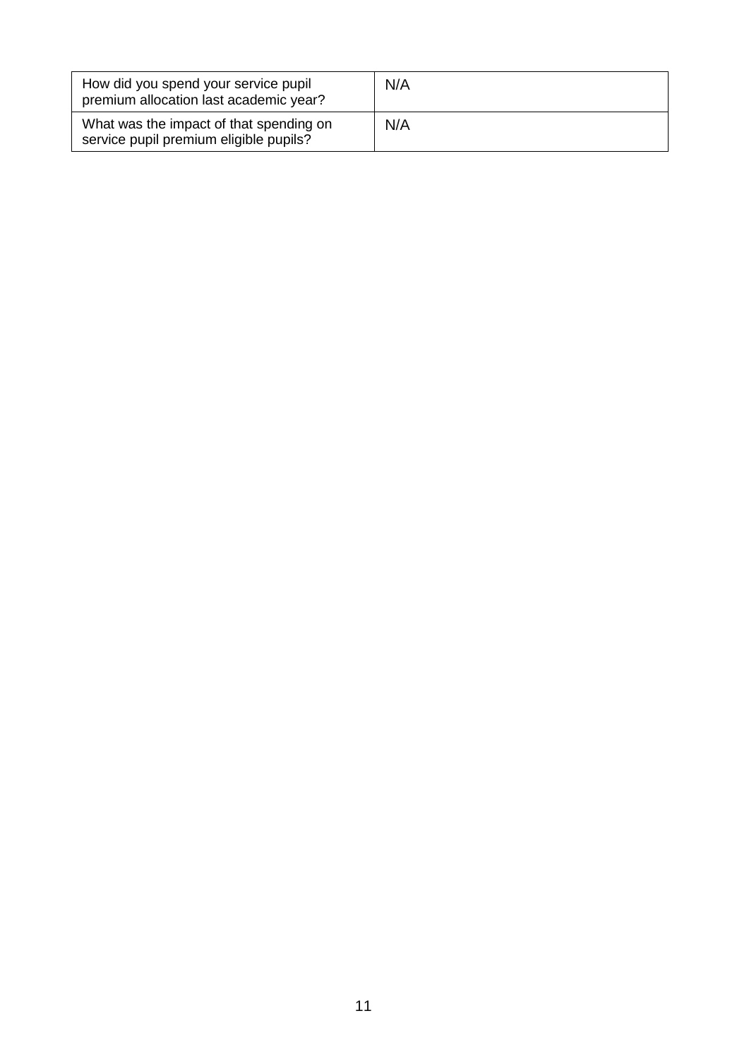| How did you spend your service pupil premium allocation last academic year? | N/A |
|---|---|
| What was the impact of that spending on service pupil premium eligible pupils? | N/A |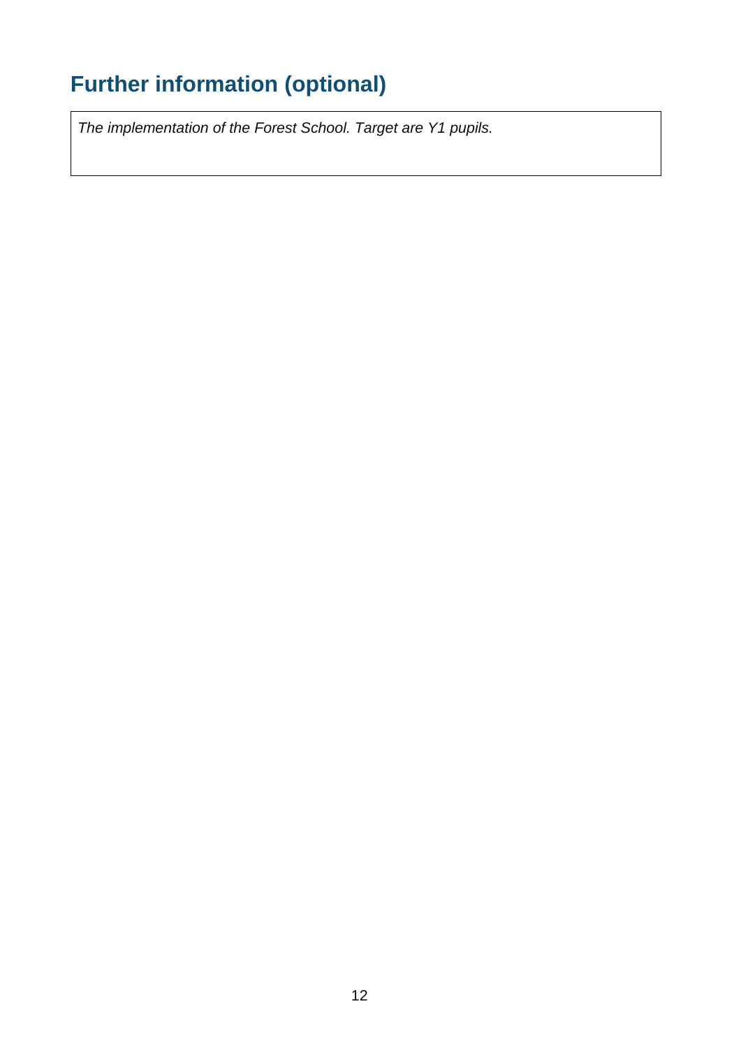## Further information (optional)

*The implementation of the Forest School. Target are Y1 pupils.*